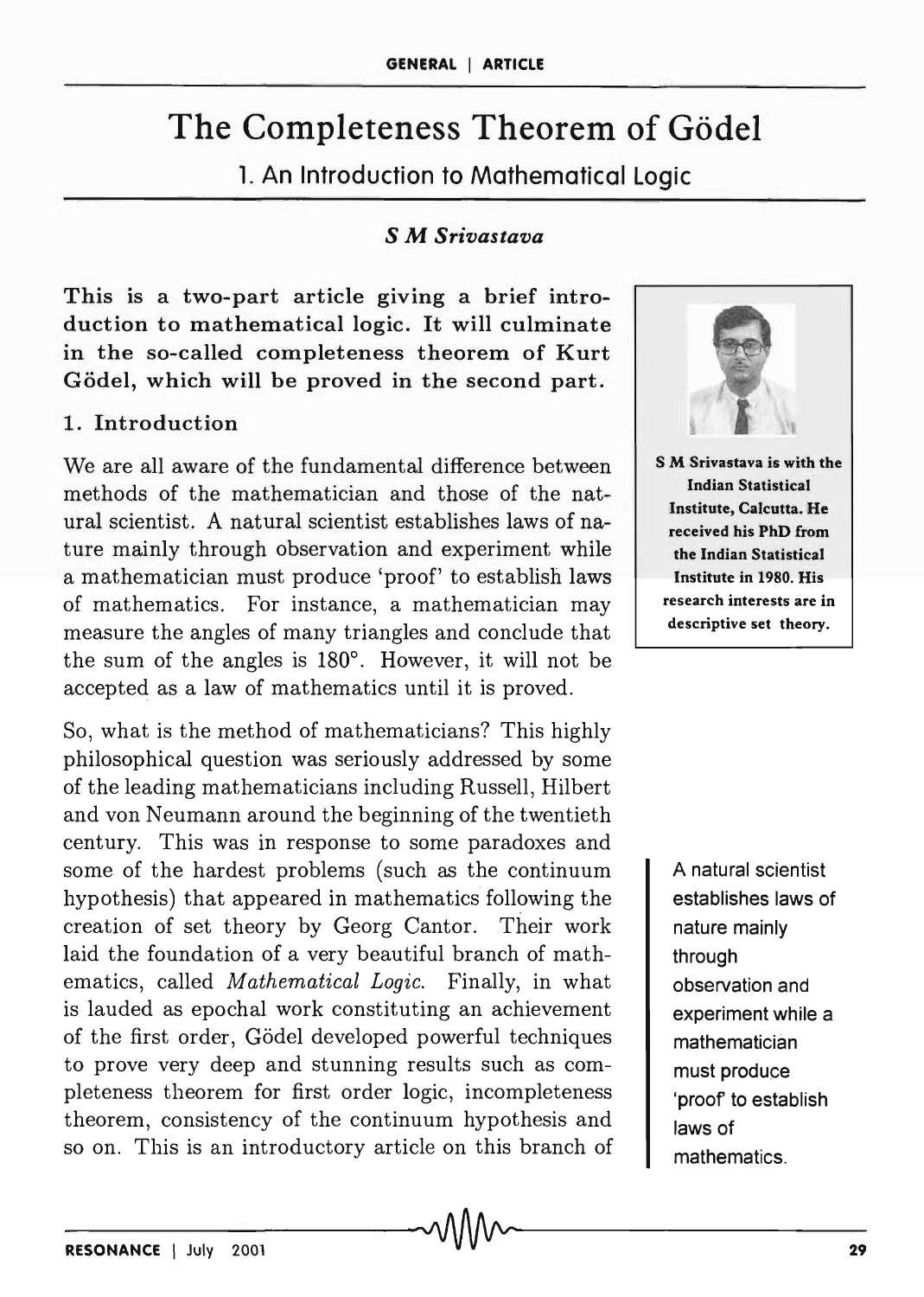# The Completeness Theorem of Gödel

## 1. An Introduction to Mathematical Logic

***S M Srivastava***

**This is a two-part article giving a brief introduction to mathematical logic. It will culminate in the so-called completeness theorem of Kurt Gödel, which will be proved in the second part.**

S M Srivastava is with the Indian Statistical Institute, Calcutta. He received his PhD from the Indian Statistical Institute in 1980. His research interests are in descriptive set theory.

### 1. Introduction

We are all aware of the fundamental difference between methods of the mathematician and those of the natural scientist. A natural scientist establishes laws of nature mainly through observation and experiment while a mathematician must produce 'proof' to establish laws of mathematics. For instance, a mathematician may measure the angles of many triangles and conclude that the sum of the angles is 180°. However, it will not be accepted as a law of mathematics until it is proved.

So, what is the method of mathematicians? This highly philosophical question was seriously addressed by some of the leading mathematicians including Russell, Hilbert and von Neumann around the beginning of the twentieth century. This was in response to some paradoxes and some of the hardest problems (such as the continuum hypothesis) that appeared in mathematics following the creation of set theory by Georg Cantor. Their work laid the foundation of a very beautiful branch of mathematics, called *Mathematical Logic*. Finally, in what is lauded as epochal work constituting an achievement of the first order, Gödel developed powerful techniques to prove very deep and stunning results such as completeness theorem for first order logic, incompleteness theorem, consistency of the continuum hypothesis and so on. This is an introductory article on this branch of

A natural scientist establishes laws of nature mainly through observation and experiment while a mathematician must produce 'proof' to establish laws of mathematics.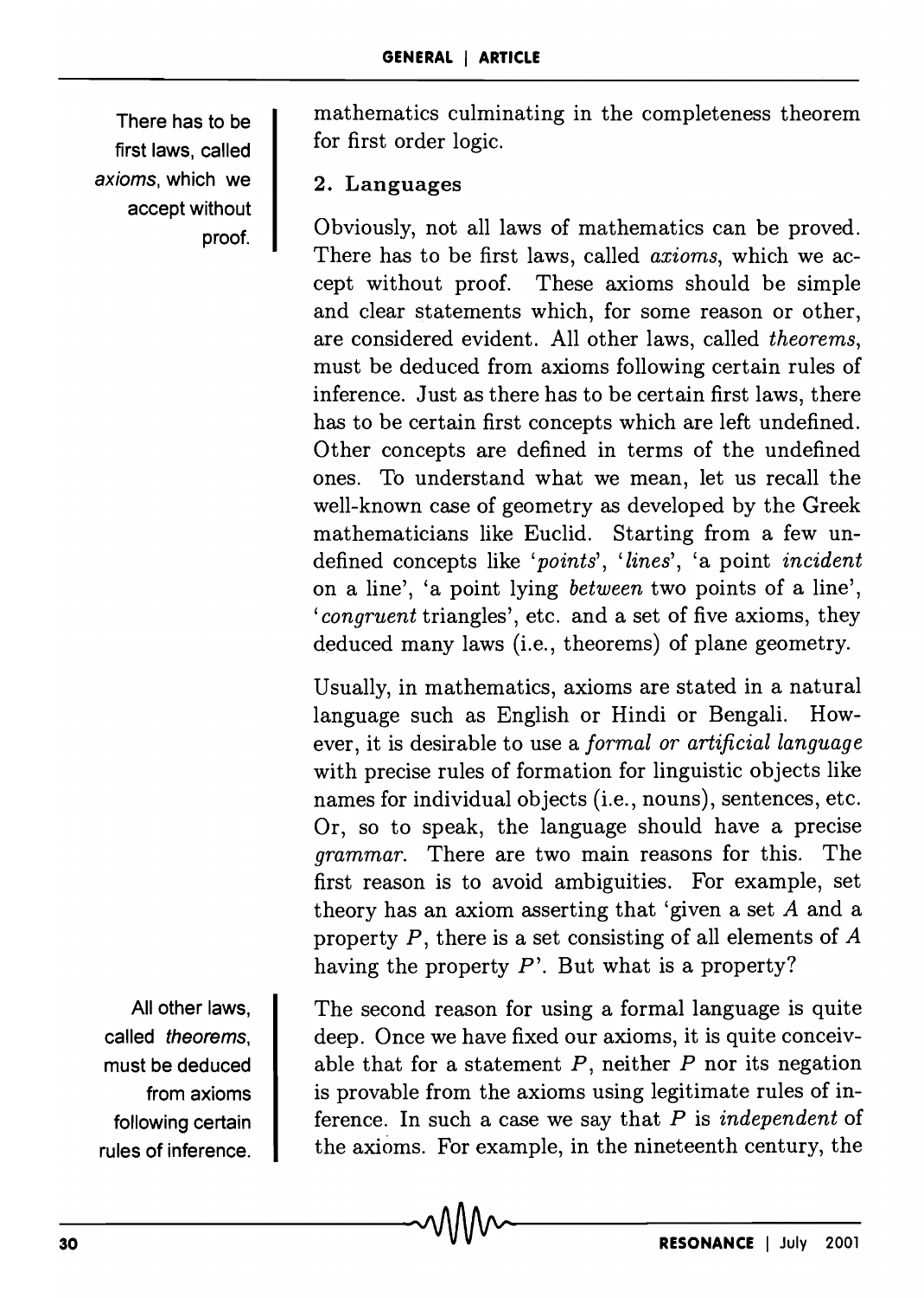mathematics culminating in the completeness theorem for first order logic.

## 2. Languages

Obviously, not all laws of mathematics can be proved. There has to be first laws, called *axioms*, which we accept without proof. These axioms should be simple and clear statements which, for some reason or other, are considered evident. All other laws, called *theorems*, must be deduced from axioms following certain rules of inference. Just as there has to be certain first laws, there has to be certain first concepts which are left undefined. Other concepts are defined in terms of the undefined ones. To understand what we mean, let us recall the well-known case of geometry as developed by the Greek mathematicians like Euclid. Starting from a few undefined concepts like '*points*', '*lines*', 'a point *incident* on a line', 'a point lying *between* two points of a line', '*congruent* triangles', etc. and a set of five axioms, they deduced many laws (i.e., theorems) of plane geometry.

Usually, in mathematics, axioms are stated in a natural language such as English or Hindi or Bengali. However, it is desirable to use a *formal or artificial language* with precise rules of formation for linguistic objects like names for individual objects (i.e., nouns), sentences, etc. Or, so to speak, the language should have a precise *grammar*. There are two main reasons for this. The first reason is to avoid ambiguities. For example, set theory has an axiom asserting that 'given a set $A$ and a property $P$, there is a set consisting of all elements of $A$ having the property $P$'. But what is a property?

The second reason for using a formal language is quite deep. Once we have fixed our axioms, it is quite conceivable that for a statement $P$, neither $P$ nor its negation is provable from the axioms using legitimate rules of inference. In such a case we say that $P$ is *independent* of the axioms. For example, in the nineteenth century, the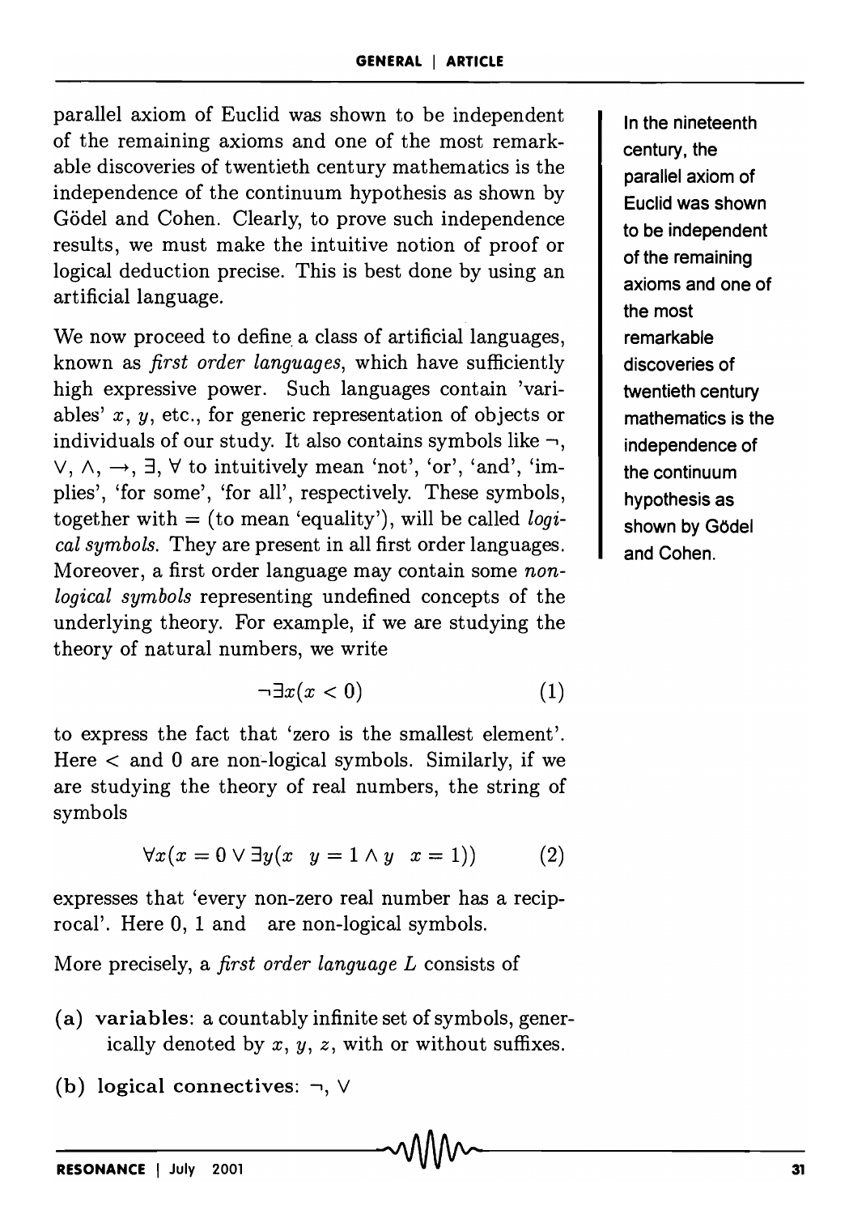parallel axiom of Euclid was shown to be independent of the remaining axioms and one of the most remarkable discoveries of twentieth century mathematics is the independence of the continuum hypothesis as shown by Gödel and Cohen. Clearly, to prove such independence results, we must make the intuitive notion of proof or logical deduction precise. This is best done by using an artificial language.

In the nineteenth century, the parallel axiom of Euclid was shown to be independent of the remaining axioms and one of the most remarkable discoveries of twentieth century mathematics is the independence of the continuum hypothesis as shown by Gödel and Cohen.

We now proceed to define a class of artificial languages, known as *first order languages*, which have sufficiently high expressive power. Such languages contain 'variables' $x$, $y$, etc., for generic representation of objects or individuals of our study. It also contains symbols like $\neg$, $\vee$, $\wedge$, $\rightarrow$, $\exists$, $\forall$ to intuitively mean 'not', 'or', 'and', 'implies', 'for some', 'for all', respectively. These symbols, together with $=$ (to mean 'equality'), will be called *logical symbols*. They are present in all first order languages. Moreover, a first order language may contain some *non-logical symbols* representing undefined concepts of the underlying theory. For example, if we are studying the theory of natural numbers, we write

$$\neg \exists x (x < 0) \tag{1}$$

to express the fact that 'zero is the smallest element'. Here $<$ and $0$ are non-logical symbols. Similarly, if we are studying the theory of real numbers, the string of symbols

$$\forall x (x = 0 \vee \exists y (x \quad y = 1 \wedge y \quad x = 1)) \tag{2}$$

expresses that 'every non-zero real number has a reciprocal'. Here 0, 1 and   are non-logical symbols.

More precisely, a *first order language* $L$ consists of

(a) **variables**: a countably infinite set of symbols, generically denoted by $x$, $y$, $z$, with or without suffixes.

(b) **logical connectives**: $\neg$, $\vee$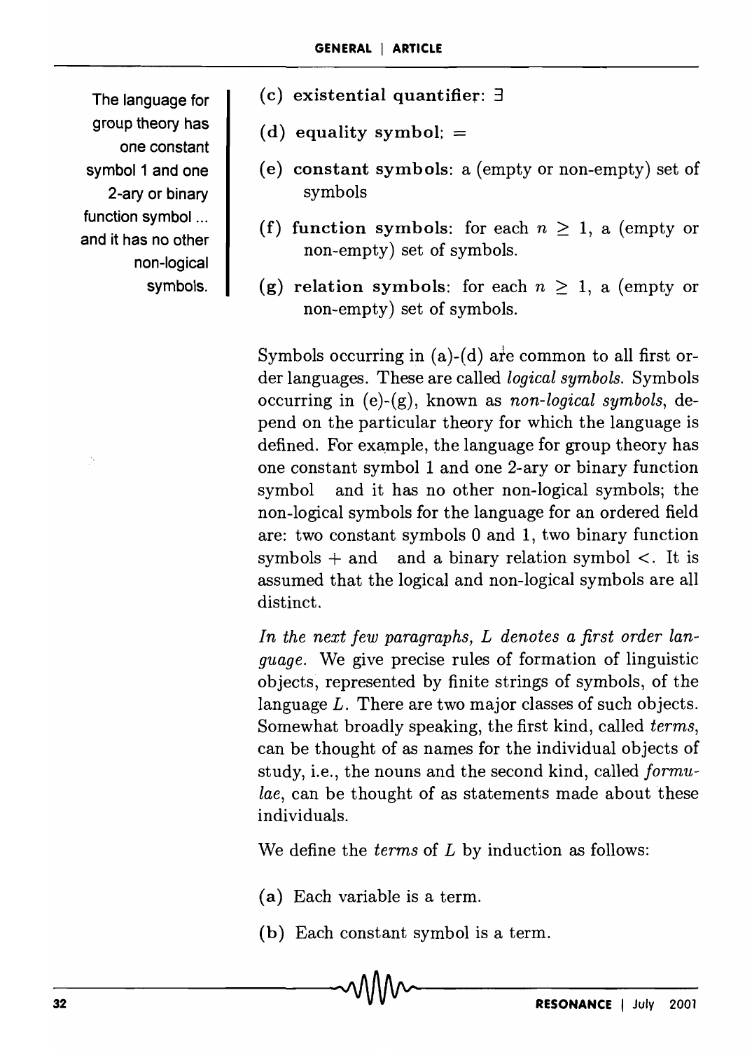The language for group theory has one constant symbol 1 and one 2-ary or binary function symbol ... and it has no other non-logical symbols.

**(c) existential quantifier**: $\exists$

**(d) equality symbol**: $=$

**(e) constant symbols**: a (empty or non-empty) set of symbols

**(f) function symbols**: for each $n \geq 1$, a (empty or non-empty) set of symbols.

**(g) relation symbols**: for each $n \geq 1$, a (empty or non-empty) set of symbols.

Symbols occurring in (a)-(d) are common to all first order languages. These are called *logical symbols*. Symbols occurring in (e)-(g), known as *non-logical symbols*, depend on the particular theory for which the language is defined. For example, the language for group theory has one constant symbol 1 and one 2-ary or binary function symbol  and it has no other non-logical symbols; the non-logical symbols for the language for an ordered field are: two constant symbols 0 and 1, two binary function symbols $+$ and  and a binary relation symbol $<$. It is assumed that the logical and non-logical symbols are all distinct.

*In the next few paragraphs, L denotes a first order language.* We give precise rules of formation of linguistic objects, represented by finite strings of symbols, of the language $L$. There are two major classes of such objects. Somewhat broadly speaking, the first kind, called *terms*, can be thought of as names for the individual objects of study, i.e., the nouns and the second kind, called *formulae*, can be thought of as statements made about these individuals.

We define the *terms* of $L$ by induction as follows:

(a) Each variable is a term.

(b) Each constant symbol is a term.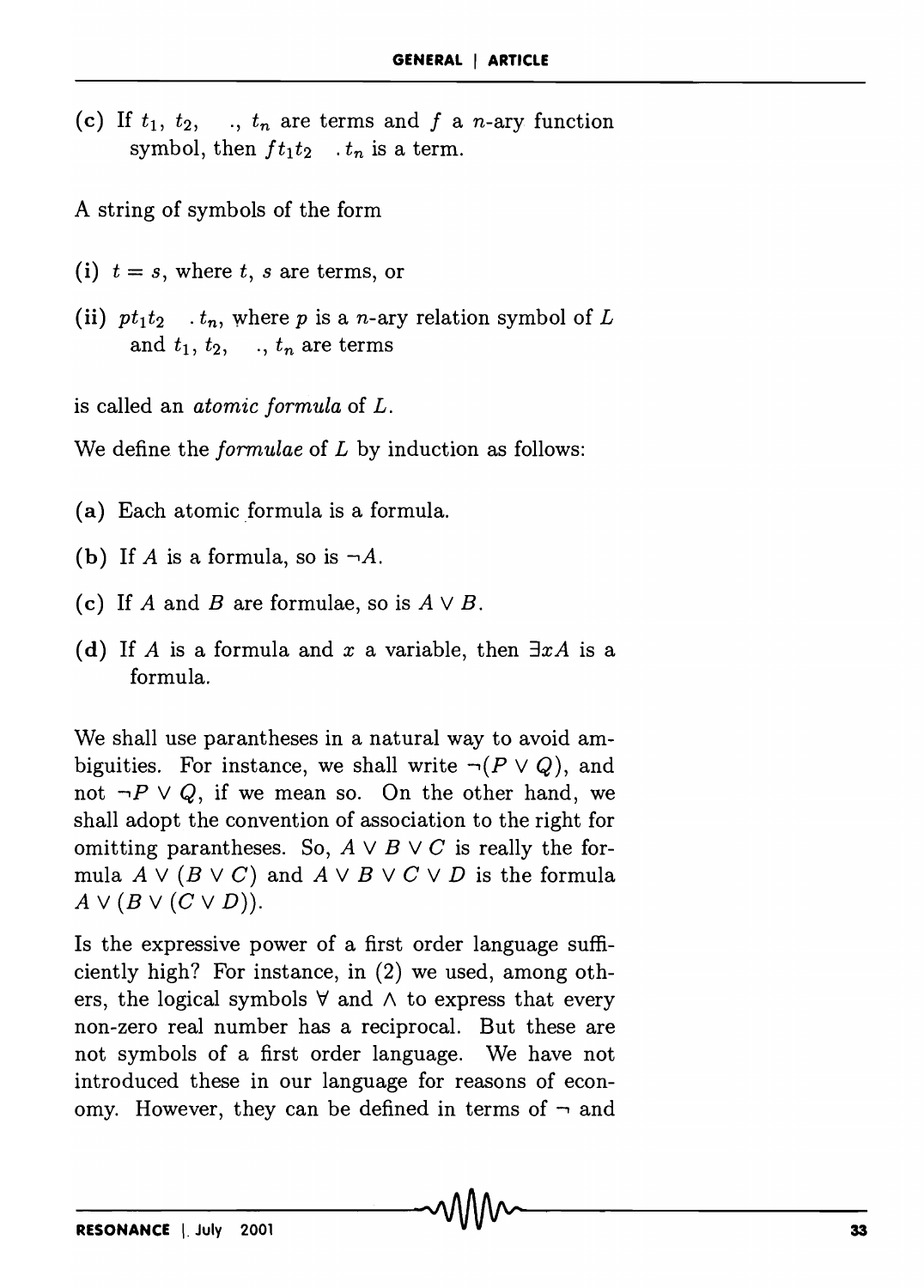(c) If $t_1, t_2, \ldots, t_n$ are terms and $f$ a $n$-ary function symbol, then $ft_1t_2 \ldots t_n$ is a term.

A string of symbols of the form

(i) $t = s$, where $t$, $s$ are terms, or

(ii) $pt_1t_2 \ldots t_n$, where $p$ is a $n$-ary relation symbol of $L$ and $t_1, t_2, \ldots, t_n$ are terms

is called an *atomic formula* of $L$.

We define the *formulae* of $L$ by induction as follows:

(a) Each atomic formula is a formula.

(b) If $A$ is a formula, so is $\neg A$.

(c) If $A$ and $B$ are formulae, so is $A \vee B$.

(d) If $A$ is a formula and $x$ a variable, then $\exists x A$ is a formula.

We shall use parantheses in a natural way to avoid ambiguities. For instance, we shall write $\neg(P \vee Q)$, and not $\neg P \vee Q$, if we mean so. On the other hand, we shall adopt the convention of association to the right for omitting parantheses. So, $A \vee B \vee C$ is really the formula $A \vee (B \vee C)$ and $A \vee B \vee C \vee D$ is the formula $A \vee (B \vee (C \vee D))$.

Is the expressive power of a first order language sufficiently high? For instance, in (2) we used, among others, the logical symbols $\forall$ and $\wedge$ to express that every non-zero real number has a reciprocal. But these are not symbols of a first order language. We have not introduced these in our language for reasons of economy. However, they can be defined in terms of $\neg$ and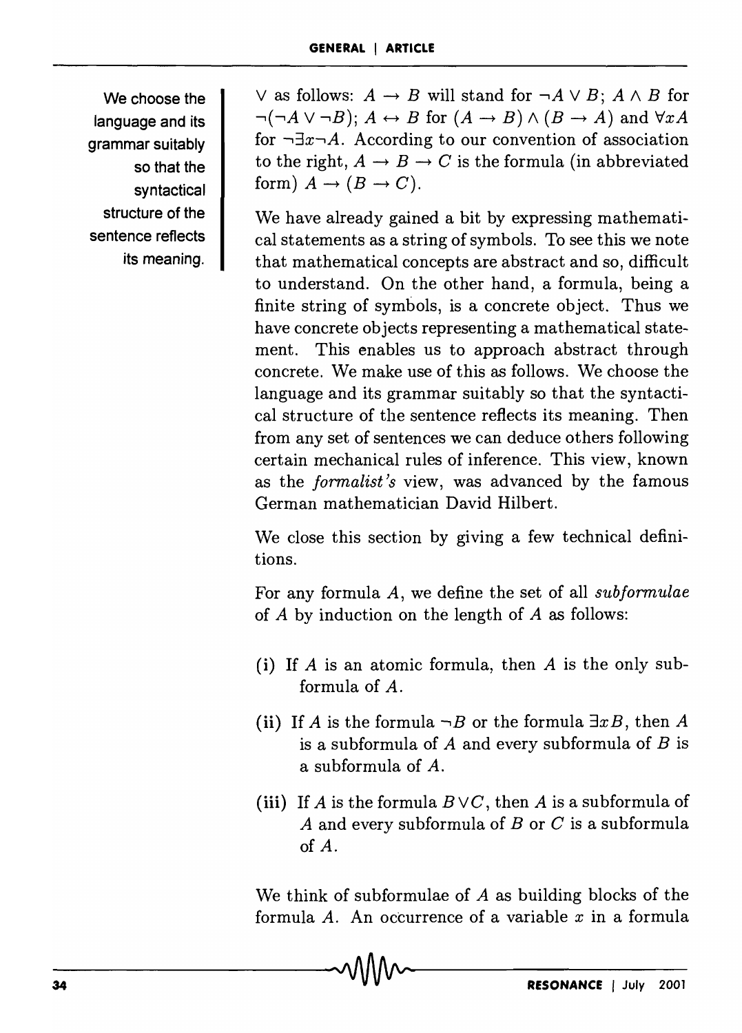$\vee$ as follows: $A \rightarrow B$ will stand for $\neg A \vee B$; $A \wedge B$ for $\neg(\neg A \vee \neg B)$; $A \leftrightarrow B$ for $(A \rightarrow B) \wedge (B \rightarrow A)$ and $\forall x A$ for $\neg \exists x \neg A$. According to our convention of association to the right, $A \rightarrow B \rightarrow C$ is the formula (in abbreviated form) $A \rightarrow (B \rightarrow C)$.

We choose the language and its grammar suitably so that the syntactical structure of the sentence reflects its meaning.

We have already gained a bit by expressing mathematical statements as a string of symbols. To see this we note that mathematical concepts are abstract and so, difficult to understand. On the other hand, a formula, being a finite string of symbols, is a concrete object. Thus we have concrete objects representing a mathematical statement. This enables us to approach abstract through concrete. We make use of this as follows. We choose the language and its grammar suitably so that the syntactical structure of the sentence reflects its meaning. Then from any set of sentences we can deduce others following certain mechanical rules of inference. This view, known as the *formalist's* view, was advanced by the famous German mathematician David Hilbert.

We close this section by giving a few technical definitions.

For any formula $A$, we define the set of all *subformulae* of $A$ by induction on the length of $A$ as follows:

**(i)** If $A$ is an atomic formula, then $A$ is the only subformula of $A$.

**(ii)** If $A$ is the formula $\neg B$ or the formula $\exists x B$, then $A$ is a subformula of $A$ and every subformula of $B$ is a subformula of $A$.

**(iii)** If $A$ is the formula $B \vee C$, then $A$ is a subformula of $A$ and every subformula of $B$ or $C$ is a subformula of $A$.

We think of subformulae of $A$ as building blocks of the formula $A$. An occurrence of a variable $x$ in a formula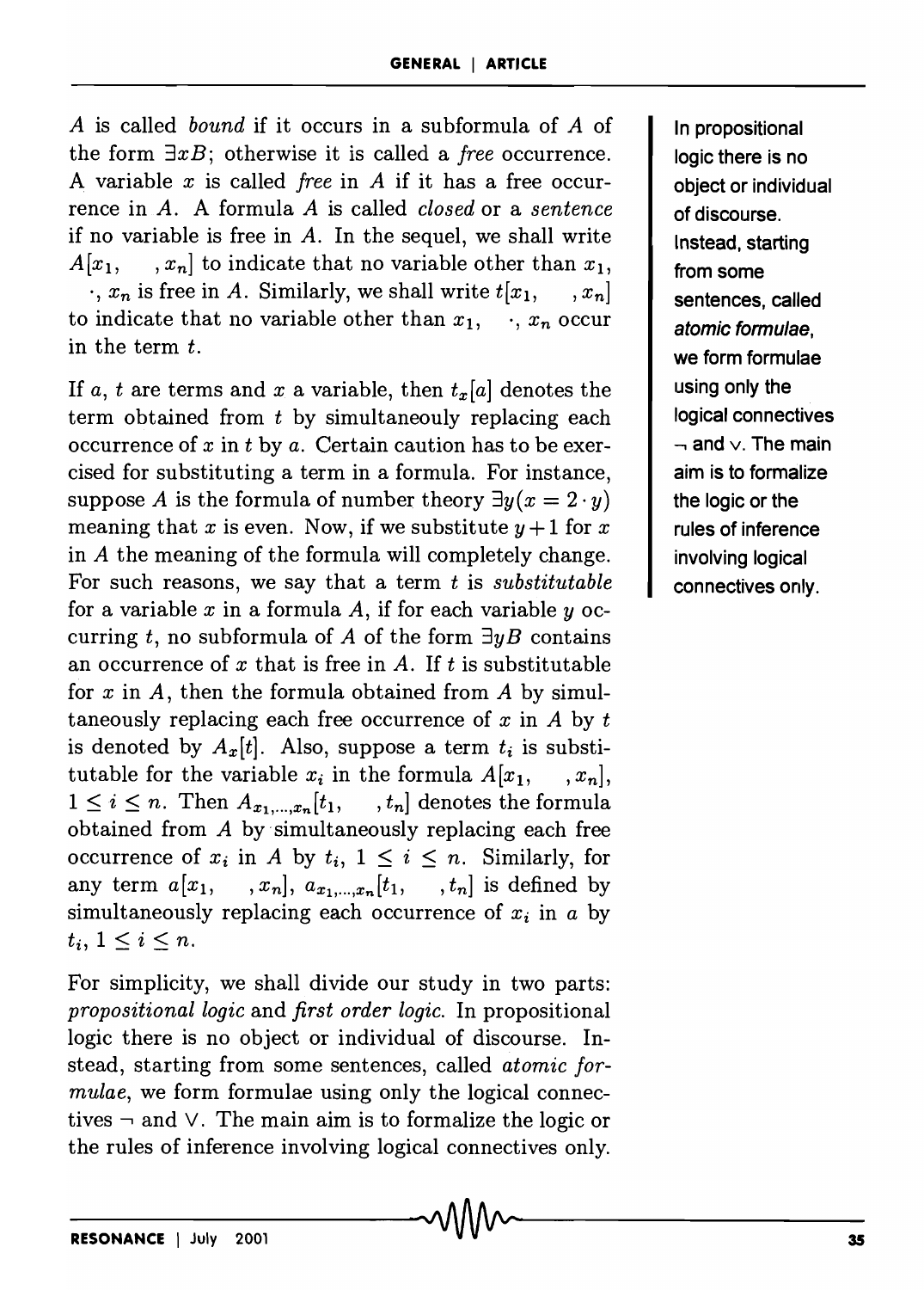$A$ is called *bound* if it occurs in a subformula of $A$ of the form $\exists xB$; otherwise it is called a *free* occurrence. A variable $x$ is called *free* in $A$ if it has a free occurrence in $A$. A formula $A$ is called *closed* or a *sentence* if no variable is free in $A$. In the sequel, we shall write $A[x_1, \quad, x_n]$ to indicate that no variable other than $x_1$, $\cdot$, $x_n$ is free in $A$. Similarly, we shall write $t[x_1, \quad, x_n]$ to indicate that no variable other than $x_1$, $\cdot$, $x_n$ occur in the term $t$.

If $a$, $t$ are terms and $x$ a variable, then $t_x[a]$ denotes the term obtained from $t$ by simultaneouly replacing each occurrence of $x$ in $t$ by $a$. Certain caution has to be exercised for substituting a term in a formula. For instance, suppose $A$ is the formula of number theory $\exists y(x = 2 \cdot y)$ meaning that $x$ is even. Now, if we substitute $y+1$ for $x$ in $A$ the meaning of the formula will completely change. For such reasons, we say that a term $t$ is *substitutable* for a variable $x$ in a formula $A$, if for each variable $y$ occurring $t$, no subformula of $A$ of the form $\exists yB$ contains an occurrence of $x$ that is free in $A$. If $t$ is substitutable for $x$ in $A$, then the formula obtained from $A$ by simultaneously replacing each free occurrence of $x$ in $A$ by $t$ is denoted by $A_x[t]$. Also, suppose a term $t_i$ is substitutable for the variable $x_i$ in the formula $A[x_1, \quad, x_n]$, $1 \leq i \leq n$. Then $A_{x_1,\ldots,x_n}[t_1, \quad, t_n]$ denotes the formula obtained from $A$ by simultaneously replacing each free occurrence of $x_i$ in $A$ by $t_i$, $1 \leq i \leq n$. Similarly, for any term $a[x_1, \quad, x_n]$, $a_{x_1,\ldots,x_n}[t_1, \quad, t_n]$ is defined by simultaneously replacing each occurrence of $x_i$ in $a$ by $t_i$, $1 \leq i \leq n$.

For simplicity, we shall divide our study in two parts: *propositional logic* and *first order logic*. In propositional logic there is no object or individual of discourse. Instead, starting from some sentences, called *atomic formulae*, we form formulae using only the logical connectives $\neg$ and $\vee$. The main aim is to formalize the logic or the rules of inference involving logical connectives only.

In propositional logic there is no object or individual of discourse. Instead, starting from some sentences, called *atomic formulae*, we form formulae using only the logical connectives $\neg$ and $\vee$. The main aim is to formalize the logic or the rules of inference involving logical connectives only.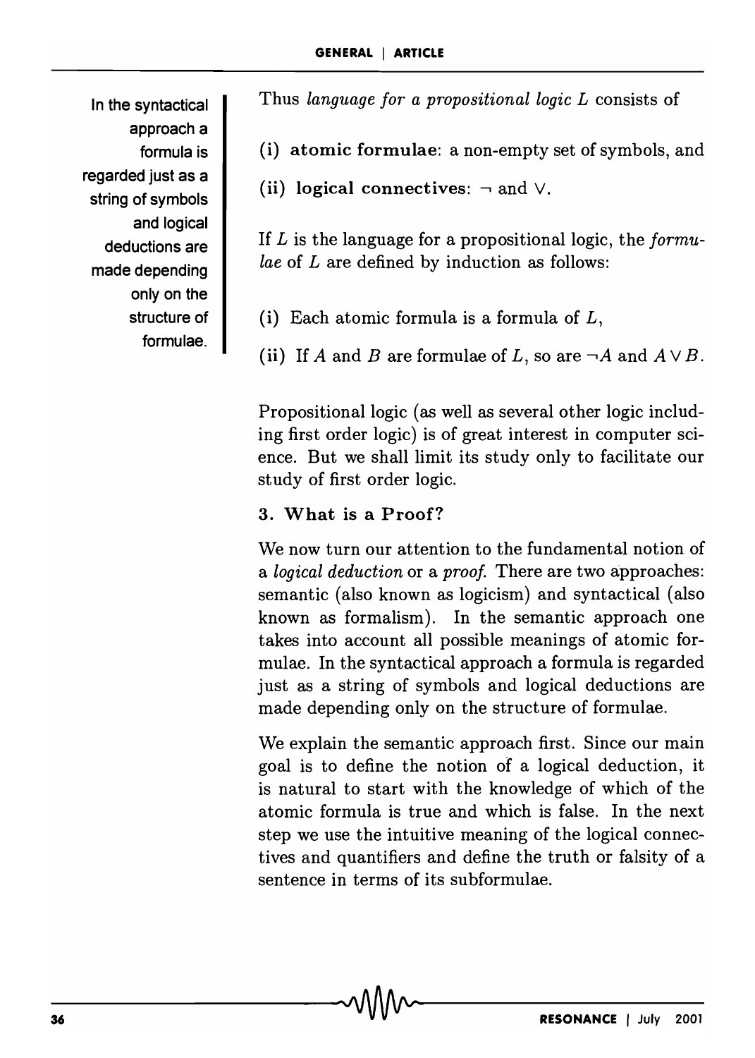Thus *language for a propositional logic L* consists of

(i) **atomic formulae**: a non-empty set of symbols, and

(ii) **logical connectives**: $\neg$ and $\vee$.

If $L$ is the language for a propositional logic, the *formulae* of $L$ are defined by induction as follows:

(i) Each atomic formula is a formula of $L$,

(ii) If $A$ and $B$ are formulae of $L$, so are $\neg A$ and $A \vee B$.

Propositional logic (as well as several other logic including first order logic) is of great interest in computer science. But we shall limit its study only to facilitate our study of first order logic.

### 3. What is a Proof?

We now turn our attention to the fundamental notion of a *logical deduction* or a *proof*. There are two approaches: semantic (also known as logicism) and syntactical (also known as formalism). In the semantic approach one takes into account all possible meanings of atomic formulae. In the syntactical approach a formula is regarded just as a string of symbols and logical deductions are made depending only on the structure of formulae.

We explain the semantic approach first. Since our main goal is to define the notion of a logical deduction, it is natural to start with the knowledge of which of the atomic formula is true and which is false. In the next step we use the intuitive meaning of the logical connectives and quantifiers and define the truth or falsity of a sentence in terms of its subformulae.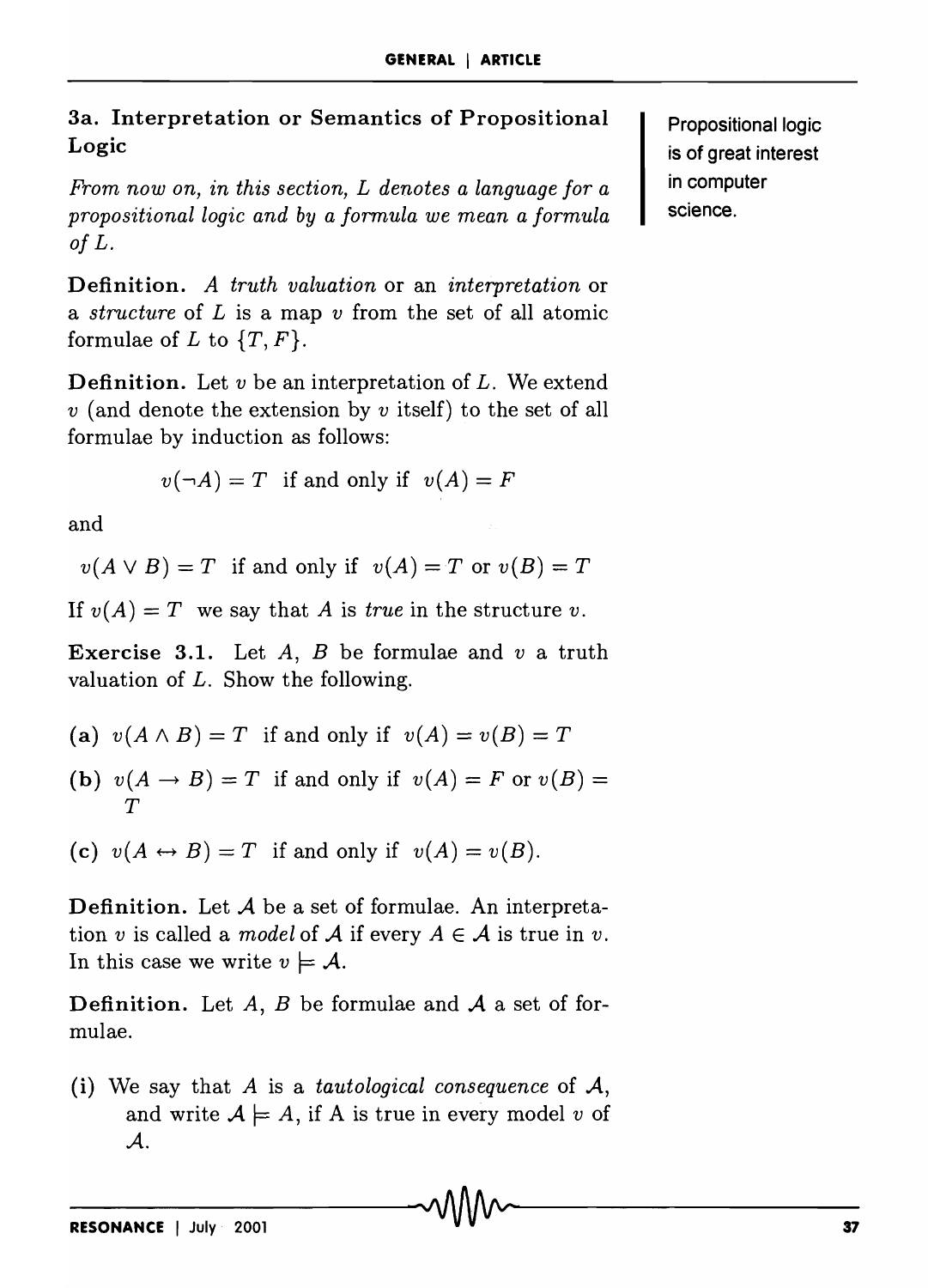### 3a. Interpretation or Semantics of Propositional Logic

Propositional logic is of great interest in computer science.

*From now on, in this section, $L$ denotes a language for a propositional logic and by a formula we mean a formula of $L$.*

**Definition.** *A truth valuation* or an *interpretation* or a *structure* of $L$ is a map $v$ from the set of all atomic formulae of $L$ to $\{T, F\}$.

**Definition.** Let $v$ be an interpretation of $L$. We extend $v$ (and denote the extension by $v$ itself) to the set of all formulae by induction as follows:

$$v(\neg A) = T \text{ if and only if } v(A) = F$$

and

$$v(A \vee B) = T \text{ if and only if } v(A) = T \text{ or } v(B) = T$$

If $v(A) = T$ we say that $A$ is *true* in the structure $v$.

**Exercise 3.1.** Let $A$, $B$ be formulae and $v$ a truth valuation of $L$. Show the following.

(a) $v(A \wedge B) = T$ if and only if $v(A) = v(B) = T$

(b) $v(A \rightarrow B) = T$ if and only if $v(A) = F$ or $v(B) = T$

(c) $v(A \leftrightarrow B) = T$ if and only if $v(A) = v(B)$.

**Definition.** Let $\mathcal{A}$ be a set of formulae. An interpretation $v$ is called a *model* of $\mathcal{A}$ if every $A \in \mathcal{A}$ is true in $v$. In this case we write $v \models \mathcal{A}$.

**Definition.** Let $A$, $B$ be formulae and $\mathcal{A}$ a set of formulae.

(i) We say that $A$ is a *tautological consequence* of $\mathcal{A}$, and write $\mathcal{A} \models A$, if A is true in every model $v$ of $\mathcal{A}$.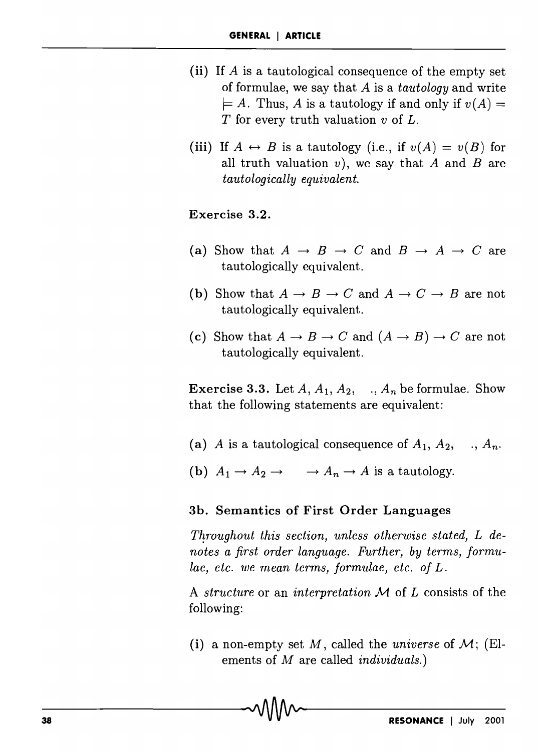(ii) If $A$ is a tautological consequence of the empty set of formulae, we say that $A$ is a *tautology* and write $\models A$. Thus, $A$ is a tautology if and only if $v(A) = T$ for every truth valuation $v$ of $L$.

(iii) If $A \leftrightarrow B$ is a tautology (i.e., if $v(A) = v(B)$ for all truth valuation $v$), we say that $A$ and $B$ are *tautologically equivalent*.

**Exercise 3.2.**

(a) Show that $A \to B \to C$ and $B \to A \to C$ are tautologically equivalent.

(b) Show that $A \to B \to C$ and $A \to C \to B$ are not tautologically equivalent.

(c) Show that $A \to B \to C$ and $(A \to B) \to C$ are not tautologically equivalent.

**Exercise 3.3.** Let $A, A_1, A_2, \ldots, A_n$ be formulae. Show that the following statements are equivalent:

(a) $A$ is a tautological consequence of $A_1, A_2, \ldots, A_n$.

(b) $A_1 \to A_2 \to \cdots \to A_n \to A$ is a tautology.

### 3b. Semantics of First Order Languages

*Throughout this section, unless otherwise stated, $L$ denotes a first order language. Further, by terms, formulae, etc. we mean terms, formulae, etc. of $L$.*

A *structure* or an *interpretation* $\mathcal{M}$ of $L$ consists of the following:

(i) a non-empty set $M$, called the *universe* of $\mathcal{M}$; (Elements of $M$ are called *individuals*.)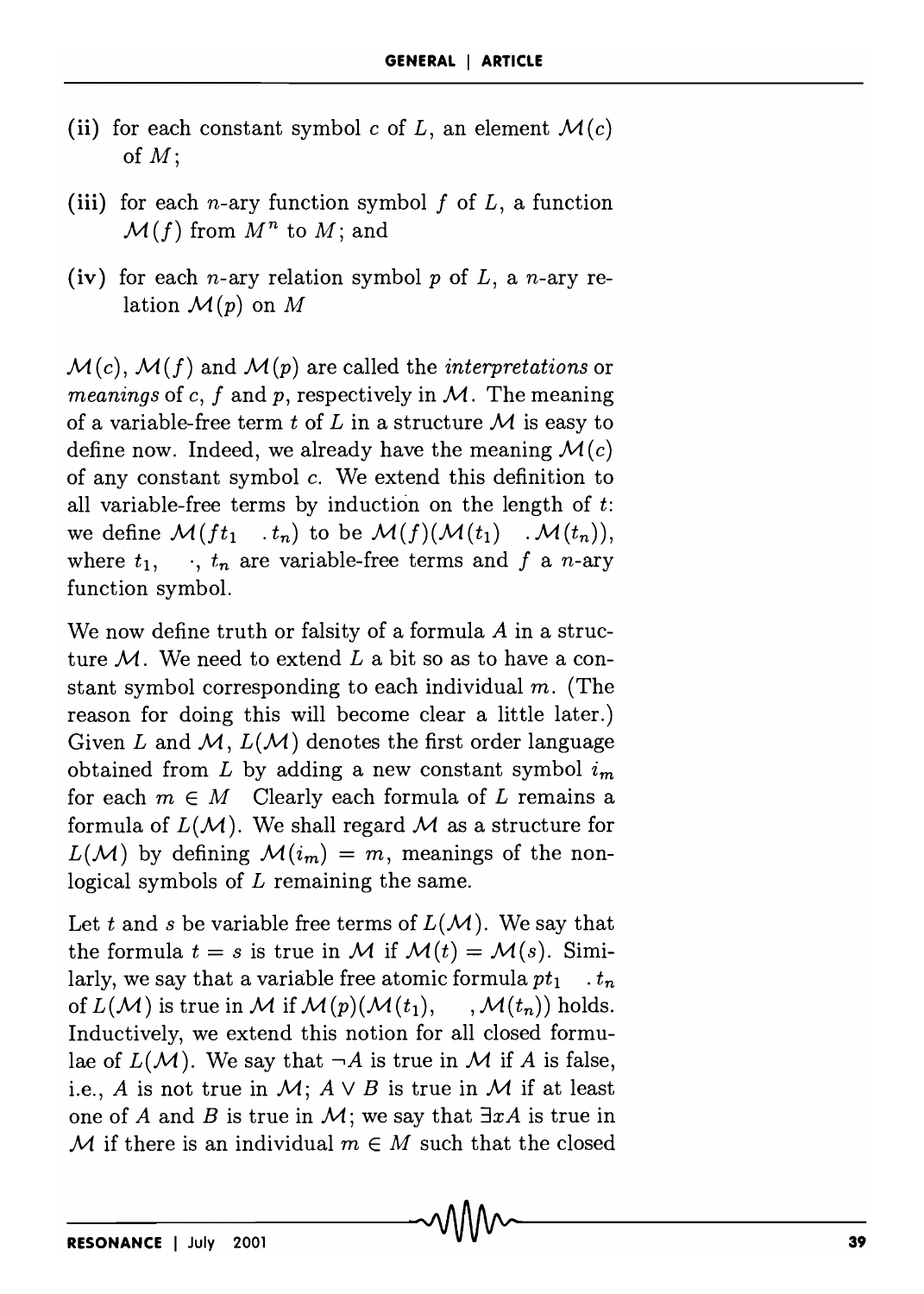(ii) for each constant symbol $c$ of $L$, an element $\mathcal{M}(c)$ of $M$;

(iii) for each $n$-ary function symbol $f$ of $L$, a function $\mathcal{M}(f)$ from $M^n$ to $M$; and

(iv) for each $n$-ary relation symbol $p$ of $L$, a $n$-ary relation $\mathcal{M}(p)$ on $M$

$\mathcal{M}(c)$, $\mathcal{M}(f)$ and $\mathcal{M}(p)$ are called the *interpretations* or *meanings* of $c$, $f$ and $p$, respectively in $\mathcal{M}$. The meaning of a variable-free term $t$ of $L$ in a structure $\mathcal{M}$ is easy to define now. Indeed, we already have the meaning $\mathcal{M}(c)$ of any constant symbol $c$. We extend this definition to all variable-free terms by induction on the length of $t$: we define $\mathcal{M}(ft_1 \cdots t_n)$ to be $\mathcal{M}(f)(\mathcal{M}(t_1) \cdots \mathcal{M}(t_n))$, where $t_1, \cdots, t_n$ are variable-free terms and $f$ a $n$-ary function symbol.

We now define truth or falsity of a formula $A$ in a structure $\mathcal{M}$. We need to extend $L$ a bit so as to have a constant symbol corresponding to each individual $m$. (The reason for doing this will become clear a little later.) Given $L$ and $\mathcal{M}$, $L(\mathcal{M})$ denotes the first order language obtained from $L$ by adding a new constant symbol $i_m$ for each $m \in M$ Clearly each formula of $L$ remains a formula of $L(\mathcal{M})$. We shall regard $\mathcal{M}$ as a structure for $L(\mathcal{M})$ by defining $\mathcal{M}(i_m) = m$, meanings of the non-logical symbols of $L$ remaining the same.

Let $t$ and $s$ be variable free terms of $L(\mathcal{M})$. We say that the formula $t = s$ is true in $\mathcal{M}$ if $\mathcal{M}(t) = \mathcal{M}(s)$. Similarly, we say that a variable free atomic formula $pt_1 \cdots t_n$ of $L(\mathcal{M})$ is true in $\mathcal{M}$ if $\mathcal{M}(p)(\mathcal{M}(t_1), \cdots, \mathcal{M}(t_n))$ holds. Inductively, we extend this notion for all closed formulae of $L(\mathcal{M})$. We say that $\neg A$ is true in $\mathcal{M}$ if $A$ is false, i.e., $A$ is not true in $\mathcal{M}$; $A \vee B$ is true in $\mathcal{M}$ if at least one of $A$ and $B$ is true in $\mathcal{M}$; we say that $\exists x A$ is true in $\mathcal{M}$ if there is an individual $m \in M$ such that the closed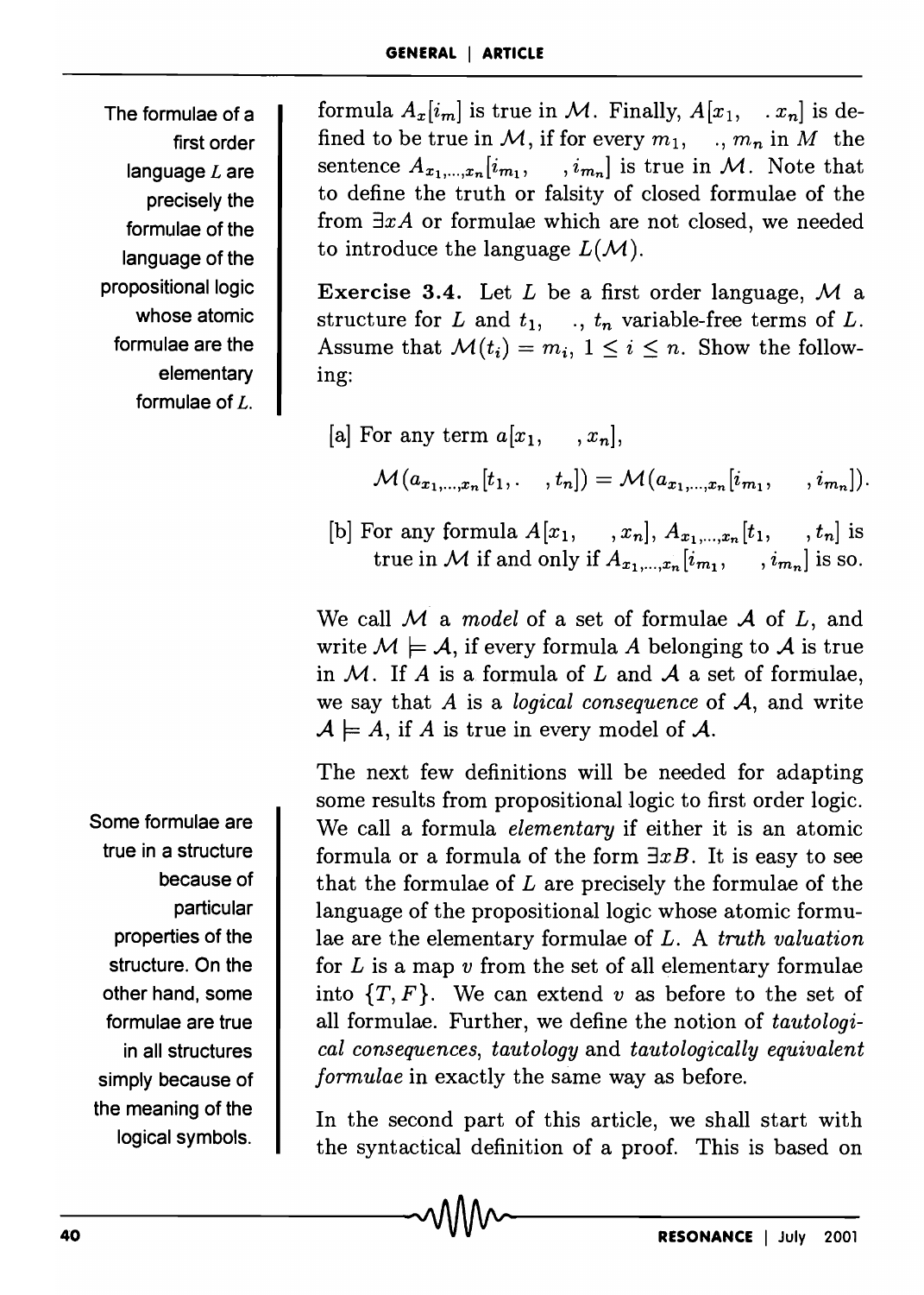formula $A_x[i_m]$ is true in $\mathcal{M}$. Finally, $A[x_1, \ldots x_n]$ is defined to be true in $\mathcal{M}$, if for every $m_1, \ldots, m_n$ in $M$ the sentence $A_{x_1,\ldots,x_n}[i_{m_1}, \ldots, i_{m_n}]$ is true in $\mathcal{M}$. Note that to define the truth or falsity of closed formulae of the from $\exists x A$ or formulae which are not closed, we needed to introduce the language $L(\mathcal{M})$.

The formulae of a first order language $L$ are precisely the formulae of the language of the propositional logic whose atomic formulae are the elementary formulae of $L$.

**Exercise 3.4.** Let $L$ be a first order language, $\mathcal{M}$ a structure for $L$ and $t_1, \ldots, t_n$ variable-free terms of $L$. Assume that $\mathcal{M}(t_i) = m_i$, $1 \leq i \leq n$. Show the following:

[a] For any term $a[x_1, \ldots, x_n]$,

$$\mathcal{M}(a_{x_1,\ldots,x_n}[t_1, \ldots, t_n]) = \mathcal{M}(a_{x_1,\ldots,x_n}[i_{m_1}, \ldots, i_{m_n}]).$$

[b] For any formula $A[x_1, \ldots, x_n]$, $A_{x_1,\ldots,x_n}[t_1, \ldots, t_n]$ is true in $\mathcal{M}$ if and only if $A_{x_1,\ldots,x_n}[i_{m_1}, \ldots, i_{m_n}]$ is so.

We call $\mathcal{M}$ a *model* of a set of formulae $\mathcal{A}$ of $L$, and write $\mathcal{M} \models \mathcal{A}$, if every formula $A$ belonging to $\mathcal{A}$ is true in $\mathcal{M}$. If $A$ is a formula of $L$ and $\mathcal{A}$ a set of formulae, we say that $A$ is a *logical consequence* of $\mathcal{A}$, and write $\mathcal{A} \models A$, if $A$ is true in every model of $\mathcal{A}$.

Some formulae are true in a structure because of particular properties of the structure. On the other hand, some formulae are true in all structures simply because of the meaning of the logical symbols.

The next few definitions will be needed for adapting some results from propositional logic to first order logic. We call a formula *elementary* if either it is an atomic formula or a formula of the form $\exists x B$. It is easy to see that the formulae of $L$ are precisely the formulae of the language of the propositional logic whose atomic formulae are the elementary formulae of $L$. A *truth valuation* for $L$ is a map $v$ from the set of all elementary formulae into $\{T, F\}$. We can extend $v$ as before to the set of all formulae. Further, we define the notion of *tautological consequences*, *tautology* and *tautologically equivalent formulae* in exactly the same way as before.

In the second part of this article, we shall start with the syntactical definition of a proof. This is based on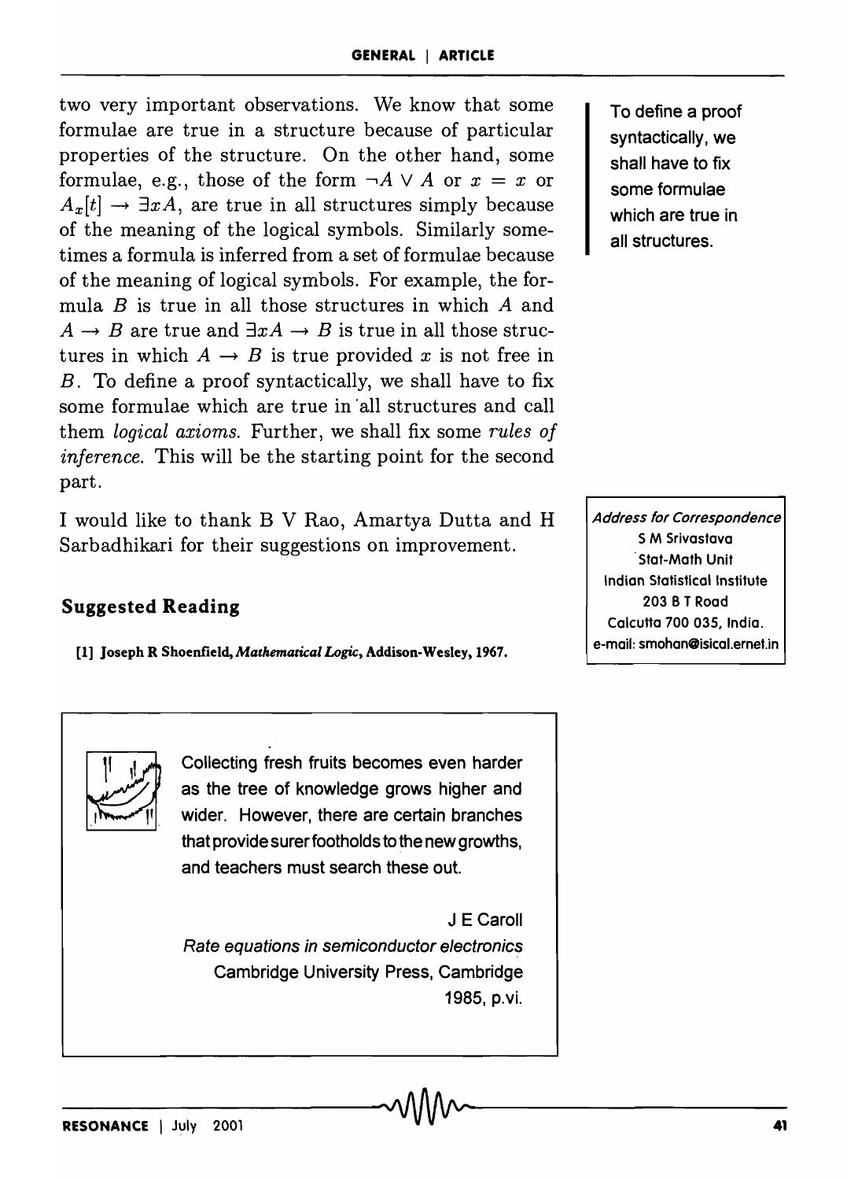two very important observations. We know that some formulae are true in a structure because of particular properties of the structure. On the other hand, some formulae, e.g., those of the form $\neg A \vee A$ or $x = x$ or $A_x[t] \rightarrow \exists x A$, are true in all structures simply because of the meaning of the logical symbols. Similarly sometimes a formula is inferred from a set of formulae because of the meaning of logical symbols. For example, the formula $B$ is true in all those structures in which $A$ and $A \rightarrow B$ are true and $\exists x A \rightarrow B$ is true in all those structures in which $A \rightarrow B$ is true provided $x$ is not free in $B$. To define a proof syntactically, we shall have to fix some formulae which are true in all structures and call them *logical axioms*. Further, we shall fix some *rules of inference*. This will be the starting point for the second part.

To define a proof syntactically, we shall have to fix some formulae which are true in all structures.

I would like to thank B V Rao, Amartya Dutta and H Sarbadhikari for their suggestions on improvement.

## Suggested Reading

[1] Joseph R Shoenfield, *Mathematical Logic*, Addison-Wesley, 1967.

*Address for Correspondence*
S M Srivastava
Stat-Math Unit
Indian Statistical Institute
203 B T Road
Calcutta 700 035, India.
e-mail: smohan@isical.ernet.in

Collecting fresh fruits becomes even harder as the tree of knowledge grows higher and wider. However, there are certain branches that provide surer footholds to the new growths, and teachers must search these out.

J E Caroll
*Rate equations in semiconductor electronics*
Cambridge University Press, Cambridge
1985, p.vi.